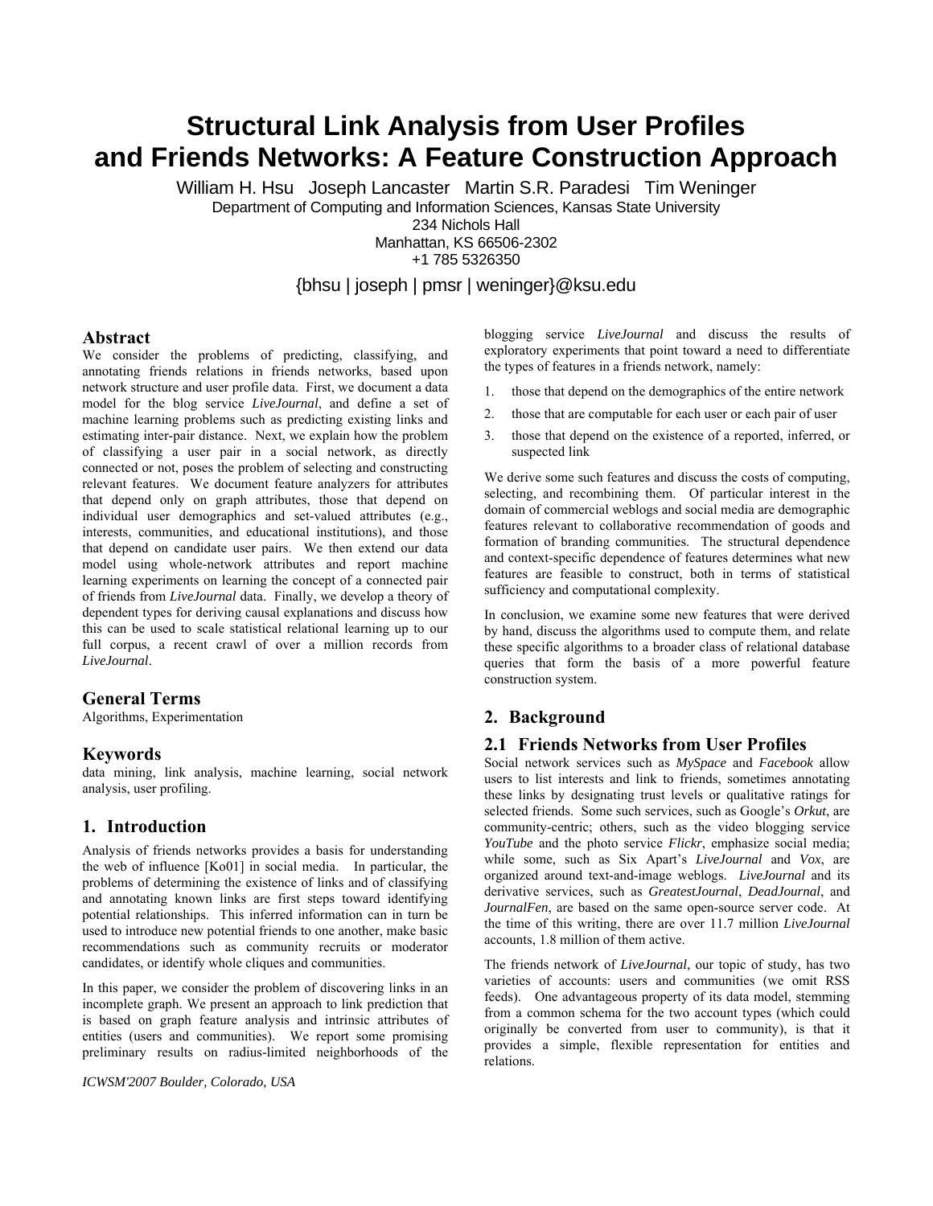# Structural Link Analysis from User Profiles and Friends Networks: A Feature Construction Approach

William H. Hsu   Joseph Lancaster   Martin S.R. Paradesi   Tim Weninger

Department of Computing and Information Sciences, Kansas State University
234 Nichols Hall
Manhattan, KS 66506-2302
+1 785 5326350

{bhsu | joseph | pmsr | weninger}@ksu.edu

## Abstract

We consider the problems of predicting, classifying, and annotating friends relations in friends networks, based upon network structure and user profile data. First, we document a data model for the blog service *LiveJournal*, and define a set of machine learning problems such as predicting existing links and estimating inter-pair distance. Next, we explain how the problem of classifying a user pair in a social network, as directly connected or not, poses the problem of selecting and constructing relevant features. We document feature analyzers for attributes that depend only on graph attributes, those that depend on individual user demographics and set-valued attributes (e.g., interests, communities, and educational institutions), and those that depend on candidate user pairs. We then extend our data model using whole-network attributes and report machine learning experiments on learning the concept of a connected pair of friends from *LiveJournal* data. Finally, we develop a theory of dependent types for deriving causal explanations and discuss how this can be used to scale statistical relational learning up to our full corpus, a recent crawl of over a million records from *LiveJournal*.

## General Terms

Algorithms, Experimentation

## Keywords

data mining, link analysis, machine learning, social network analysis, user profiling.

## 1. Introduction

Analysis of friends networks provides a basis for understanding the web of influence [Ko01] in social media. In particular, the problems of determining the existence of links and of classifying and annotating known links are first steps toward identifying potential relationships. This inferred information can in turn be used to introduce new potential friends to one another, make basic recommendations such as community recruits or moderator candidates, or identify whole cliques and communities.

In this paper, we consider the problem of discovering links in an incomplete graph. We present an approach to link prediction that is based on graph feature analysis and intrinsic attributes of entities (users and communities). We report some promising preliminary results on radius-limited neighborhoods of the blogging service *LiveJournal* and discuss the results of exploratory experiments that point toward a need to differentiate the types of features in a friends network, namely:

1. those that depend on the demographics of the entire network
2. those that are computable for each user or each pair of user
3. those that depend on the existence of a reported, inferred, or suspected link

We derive some such features and discuss the costs of computing, selecting, and recombining them. Of particular interest in the domain of commercial weblogs and social media are demographic features relevant to collaborative recommendation of goods and formation of branding communities. The structural dependence and context-specific dependence of features determines what new features are feasible to construct, both in terms of statistical sufficiency and computational complexity.

In conclusion, we examine some new features that were derived by hand, discuss the algorithms used to compute them, and relate these specific algorithms to a broader class of relational database queries that form the basis of a more powerful feature construction system.

*ICWSM'2007 Boulder, Colorado, USA*

## 2. Background

### 2.1 Friends Networks from User Profiles

Social network services such as *MySpace* and *Facebook* allow users to list interests and link to friends, sometimes annotating these links by designating trust levels or qualitative ratings for selected friends. Some such services, such as Google's *Orkut*, are community-centric; others, such as the video blogging service *YouTube* and the photo service *Flickr*, emphasize social media; while some, such as Six Apart's *LiveJournal* and *Vox*, are organized around text-and-image weblogs. *LiveJournal* and its derivative services, such as *GreatestJournal*, *DeadJournal*, and *JournalFen*, are based on the same open-source server code. At the time of this writing, there are over 11.7 million *LiveJournal* accounts, 1.8 million of them active.

The friends network of *LiveJournal*, our topic of study, has two varieties of accounts: users and communities (we omit RSS feeds). One advantageous property of its data model, stemming from a common schema for the two account types (which could originally be converted from user to community), is that it provides a simple, flexible representation for entities and relations.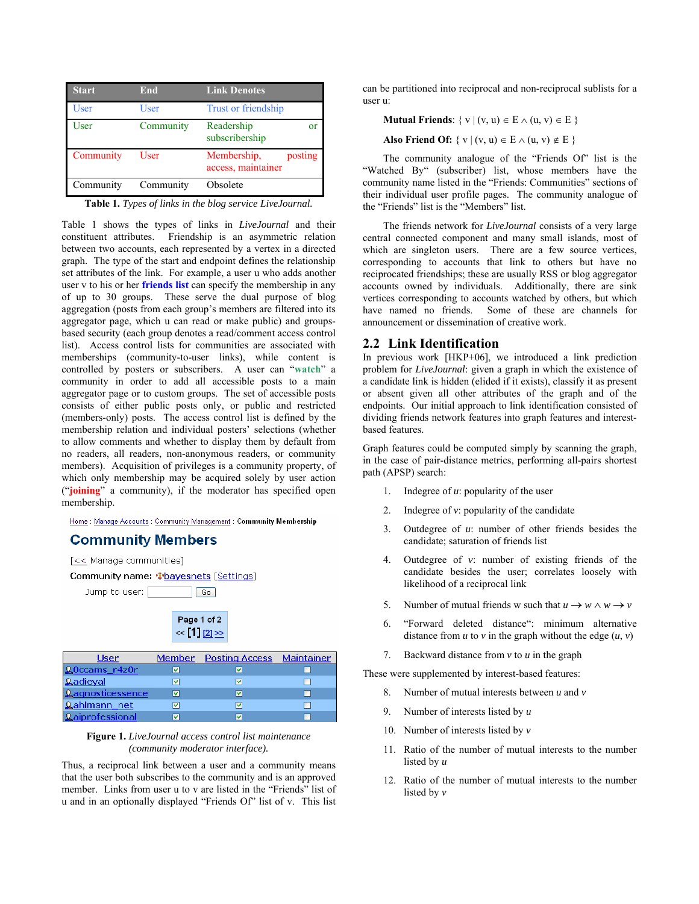| Start | End | Link Denotes |
|---|---|---|
| User | User | Trust or friendship |
| User | Community | Readership or subscribership |
| Community | User | Membership, posting access, maintainer |
| Community | Community | Obsolete |

**Table 1.** *Types of links in the blog service LiveJournal.*

Table 1 shows the types of links in *LiveJournal* and their constituent attributes. Friendship is an asymmetric relation between two accounts, each represented by a vertex in a directed graph. The type of the start and endpoint defines the relationship set attributes of the link. For example, a user u who adds another user v to his or her **friends list** can specify the membership in any of up to 30 groups. These serve the dual purpose of blog aggregation (posts from each group's members are filtered into its aggregator page, which u can read or make public) and groups-based security (each group denotes a read/comment access control list). Access control lists for communities are associated with memberships (community-to-user links), while content is controlled by posters or subscribers. A user can "**watch**" a community in order to add all accessible posts to a main aggregator page or to custom groups. The set of accessible posts consists of either public posts only, or public and restricted (members-only) posts. The access control list is defined by the membership relation and individual posters' selections (whether to allow comments and whether to display them by default from no readers, all readers, non-anonymous readers, or community members). Acquisition of privileges is a community property, of which only membership may be acquired solely by user action ("**joining**" a community), if the moderator has specified open membership.

**Figure 1.** *LiveJournal access control list maintenance (community moderator interface).*

Thus, a reciprocal link between a user and a community means that the user both subscribes to the community and is an approved member. Links from user u to v are listed in the "Friends" list of u and in an optionally displayed "Friends Of" list of v. This list can be partitioned into reciprocal and non-reciprocal sublists for a user u:

**Mutual Friends**: $\{ v \mid (v, u) \in E \wedge (u, v) \in E \}$

**Also Friend Of:** $\{ v \mid (v, u) \in E \wedge (u, v) \notin E \}$

The community analogue of the "Friends Of" list is the "Watched By" (subscriber) list, whose members have the community name listed in the "Friends: Communities" sections of their individual user profile pages. The community analogue of the "Friends" list is the "Members" list.

The friends network for *LiveJournal* consists of a very large central connected component and many small islands, most of which are singleton users. There are a few source vertices, corresponding to accounts that link to others but have no reciprocated friendships; these are usually RSS or blog aggregator accounts owned by individuals. Additionally, there are sink vertices corresponding to accounts watched by others, but which have named no friends. Some of these are channels for announcement or dissemination of creative work.

## 2.2 Link Identification

In previous work [HKP+06], we introduced a link prediction problem for *LiveJournal*: given a graph in which the existence of a candidate link is hidden (elided if it exists), classify it as present or absent given all other attributes of the graph and the endpoints. Our initial approach to link identification consisted of dividing friends network features into graph features and interest-based features.

Graph features could be computed simply by scanning the graph, in the case of pair-distance metrics, performing all-pairs shortest path (APSP) search:

1. Indegree of *u*: popularity of the user
2. Indegree of *v*: popularity of the candidate
3. Outdegree of *u*: number of other friends besides the candidate; saturation of friends list
4. Outdegree of *v*: number of existing friends of the candidate besides the user; correlates loosely with likelihood of a reciprocal link
5. Number of mutual friends w such that $u \rightarrow w \wedge w \rightarrow v$
6. "Forward deleted distance": minimum alternative distance from *u* to *v* in the graph without the edge (*u*, *v*)
7. Backward distance from *v* to *u* in the graph

These were supplemented by interest-based features:

8. Number of mutual interests between *u* and *v*
9. Number of interests listed by *u*
10. Number of interests listed by *v*
11. Ratio of the number of mutual interests to the number listed by *u*
12. Ratio of the number of mutual interests to the number listed by *v*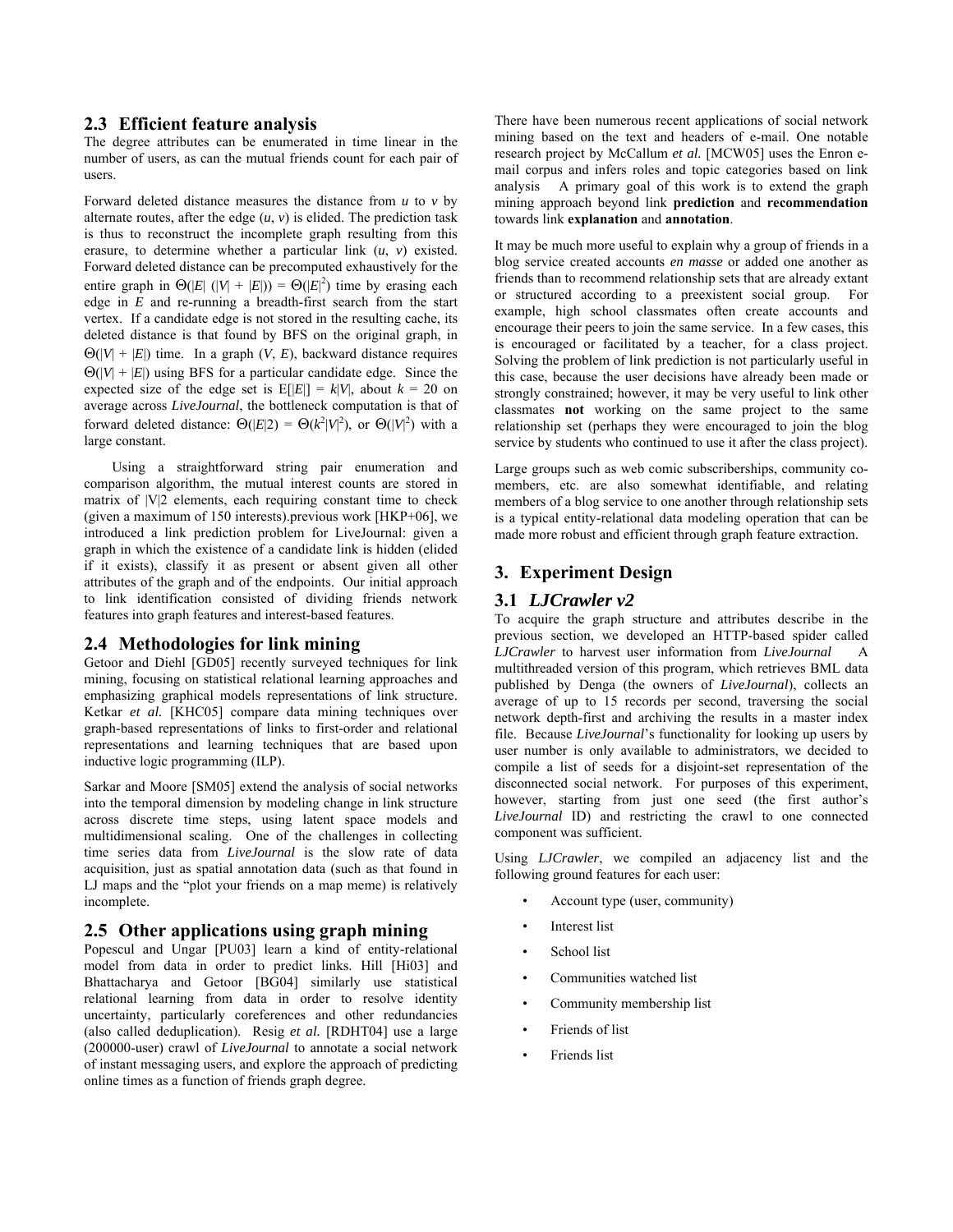## 2.3 Efficient feature analysis

The degree attributes can be enumerated in time linear in the number of users, as can the mutual friends count for each pair of users.

Forward deleted distance measures the distance from $u$ to $v$ by alternate routes, after the edge ($u$, $v$) is elided. The prediction task is thus to reconstruct the incomplete graph resulting from this erasure, to determine whether a particular link ($u$, $v$) existed. Forward deleted distance can be precomputed exhaustively for the entire graph in $\Theta(|E| (|V| + |E|)) = \Theta(|E|^2)$ time by erasing each edge in $E$ and re-running a breadth-first search from the start vertex. If a candidate edge is not stored in the resulting cache, its deleted distance is that found by BFS on the original graph, in $\Theta(|V| + |E|)$ time. In a graph ($V$, $E$), backward distance requires $\Theta(|V| + |E|)$ using BFS for a particular candidate edge. Since the expected size of the edge set is $E[|E|] = k|V|$, about $k = 20$ on average across *LiveJournal*, the bottleneck computation is that of forward deleted distance: $\Theta(|E|2) = \Theta(k^2|V|^2)$, or $\Theta(|V|^2)$ with a large constant.

Using a straightforward string pair enumeration and comparison algorithm, the mutual interest counts are stored in matrix of |V|2 elements, each requiring constant time to check (given a maximum of 150 interests).previous work [HKP+06], we introduced a link prediction problem for LiveJournal: given a graph in which the existence of a candidate link is hidden (elided if it exists), classify it as present or absent given all other attributes of the graph and of the endpoints. Our initial approach to link identification consisted of dividing friends network features into graph features and interest-based features.

## 2.4 Methodologies for link mining

Getoor and Diehl [GD05] recently surveyed techniques for link mining, focusing on statistical relational learning approaches and emphasizing graphical models representations of link structure. Ketkar *et al.* [KHC05] compare data mining techniques over graph-based representations of links to first-order and relational representations and learning techniques that are based upon inductive logic programming (ILP).

Sarkar and Moore [SM05] extend the analysis of social networks into the temporal dimension by modeling change in link structure across discrete time steps, using latent space models and multidimensional scaling. One of the challenges in collecting time series data from *LiveJournal* is the slow rate of data acquisition, just as spatial annotation data (such as that found in LJ maps and the "plot your friends on a map meme) is relatively incomplete.

## 2.5 Other applications using graph mining

Popescul and Ungar [PU03] learn a kind of entity-relational model from data in order to predict links. Hill [Hi03] and Bhattacharya and Getoor [BG04] similarly use statistical relational learning from data in order to resolve identity uncertainty, particularly coreferences and other redundancies (also called deduplication). Resig *et al.* [RDHT04] use a large (200000-user) crawl of *LiveJournal* to annotate a social network of instant messaging users, and explore the approach of predicting online times as a function of friends graph degree.

There have been numerous recent applications of social network mining based on the text and headers of e-mail. One notable research project by McCallum *et al.* [MCW05] uses the Enron e-mail corpus and infers roles and topic categories based on link analysis A primary goal of this work is to extend the graph mining approach beyond link **prediction** and **recommendation** towards link **explanation** and **annotation**.

It may be much more useful to explain why a group of friends in a blog service created accounts *en masse* or added one another as friends than to recommend relationship sets that are already extant or structured according to a preexistent social group. For example, high school classmates often create accounts and encourage their peers to join the same service. In a few cases, this is encouraged or facilitated by a teacher, for a class project. Solving the problem of link prediction is not particularly useful in this case, because the user decisions have already been made or strongly constrained; however, it may be very useful to link other classmates **not** working on the same project to the same relationship set (perhaps they were encouraged to join the blog service by students who continued to use it after the class project).

Large groups such as web comic subscriberships, community co-members, etc. are also somewhat identifiable, and relating members of a blog service to one another through relationship sets is a typical entity-relational data modeling operation that can be made more robust and efficient through graph feature extraction.

# 3. Experiment Design

## 3.1 *LJCrawler v2*

To acquire the graph structure and attributes describe in the previous section, we developed an HTTP-based spider called *LJCrawler* to harvest user information from *LiveJournal* A multithreaded version of this program, which retrieves BML data published by Denga (the owners of *LiveJournal*), collects an average of up to 15 records per second, traversing the social network depth-first and archiving the results in a master index file. Because *LiveJournal*'s functionality for looking up users by user number is only available to administrators, we decided to compile a list of seeds for a disjoint-set representation of the disconnected social network. For purposes of this experiment, however, starting from just one seed (the first author's *LiveJournal* ID) and restricting the crawl to one connected component was sufficient.

Using *LJCrawler*, we compiled an adjacency list and the following ground features for each user:

- Account type (user, community)
- Interest list
- School list
- Communities watched list
- Community membership list
- Friends of list
- Friends list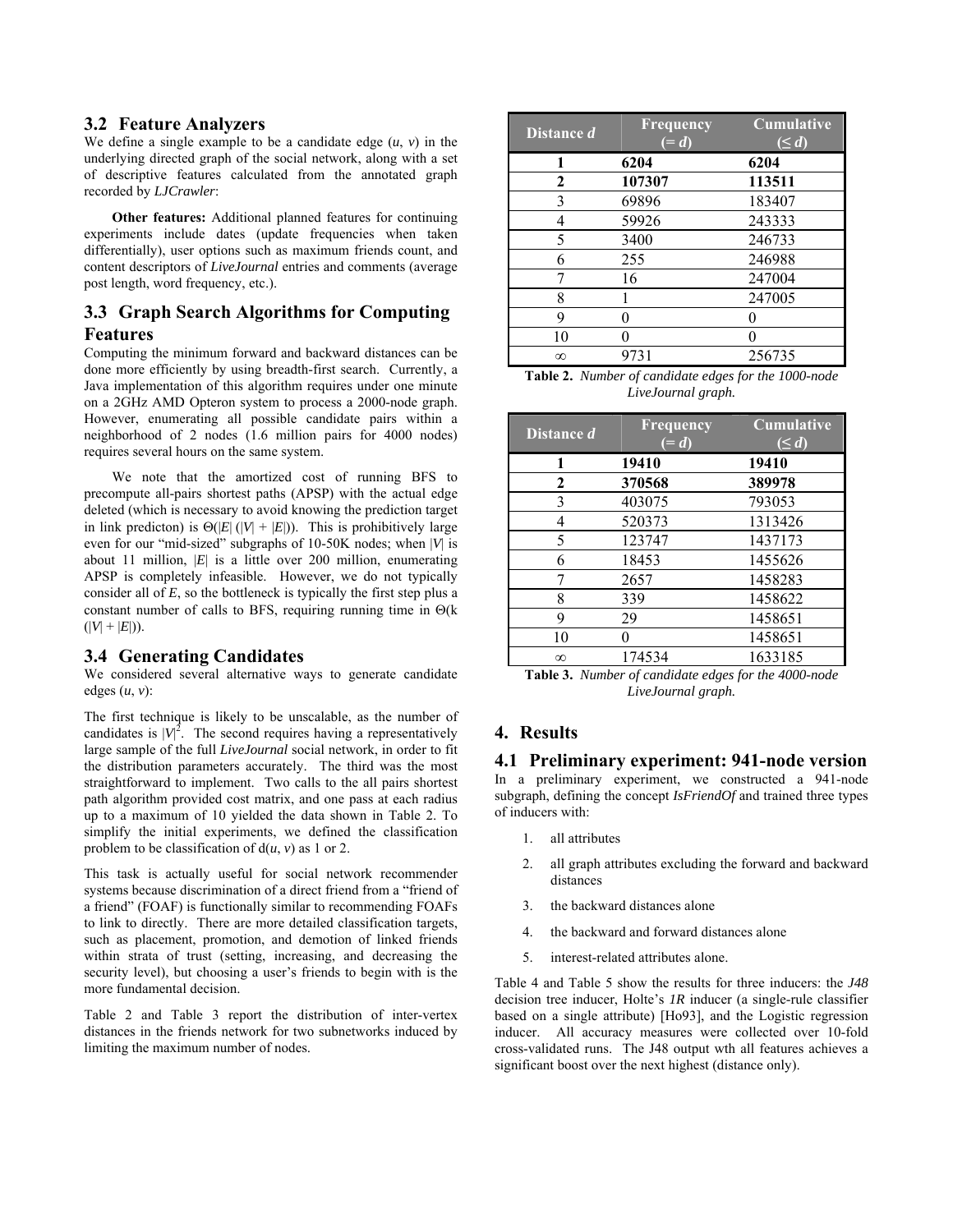### 3.2 Feature Analyzers

We define a single example to be a candidate edge ($u$, $v$) in the underlying directed graph of the social network, along with a set of descriptive features calculated from the annotated graph recorded by *LJCrawler*:

**Other features:** Additional planned features for continuing experiments include dates (update frequencies when taken differentially), user options such as maximum friends count, and content descriptors of *LiveJournal* entries and comments (average post length, word frequency, etc.).

### 3.3 Graph Search Algorithms for Computing Features

Computing the minimum forward and backward distances can be done more efficiently by using breadth-first search. Currently, a Java implementation of this algorithm requires under one minute on a 2GHz AMD Opteron system to process a 2000-node graph. However, enumerating all possible candidate pairs within a neighborhood of 2 nodes (1.6 million pairs for 4000 nodes) requires several hours on the same system.

We note that the amortized cost of running BFS to precompute all-pairs shortest paths (APSP) with the actual edge deleted (which is necessary to avoid knowing the prediction target in link predicton) is $\Theta(|E|\,(|V| + |E|))$. This is prohibitively large even for our "mid-sized" subgraphs of 10-50K nodes; when $|V|$ is about 11 million, $|E|$ is a little over 200 million, enumerating APSP is completely infeasible. However, we do not typically consider all of $E$, so the bottleneck is typically the first step plus a constant number of calls to BFS, requiring running time in $\Theta(k\,(|V| + |E|))$.

### 3.4 Generating Candidates

We considered several alternative ways to generate candidate edges ($u$, $v$):

The first technique is likely to be unscalable, as the number of candidates is $|V|^2$. The second requires having a representatively large sample of the full *LiveJournal* social network, in order to fit the distribution parameters accurately. The third was the most straightforward to implement. Two calls to the all pairs shortest path algorithm provided cost matrix, and one pass at each radius up to a maximum of 10 yielded the data shown in Table 2. To simplify the initial experiments, we defined the classification problem to be classification of d($u$, $v$) as 1 or 2.

This task is actually useful for social network recommender systems because discrimination of a direct friend from a "friend of a friend" (FOAF) is functionally similar to recommending FOAFs to link to directly. There are more detailed classification targets, such as placement, promotion, and demotion of linked friends within strata of trust (setting, increasing, and decreasing the security level), but choosing a user's friends to begin with is the more fundamental decision.

Table 2 and Table 3 report the distribution of inter-vertex distances in the friends network for two subnetworks induced by limiting the maximum number of nodes.

| Distance $d$ | Frequency ($= d$) | Cumulative ($\leq d$) |
|---|---|---|
| **1** | **6204** | **6204** |
| **2** | **107307** | **113511** |
| 3 | 69896 | 183407 |
| 4 | 59926 | 243333 |
| 5 | 3400 | 246733 |
| 6 | 255 | 246988 |
| 7 | 16 | 247004 |
| 8 | 1 | 247005 |
| 9 | 0 | 0 |
| 10 | 0 | 0 |
| ∞ | 9731 | 256735 |

**Table 2.** *Number of candidate edges for the 1000-node LiveJournal graph.*

| Distance $d$ | Frequency ($= d$) | Cumulative ($\leq d$) |
|---|---|---|
| **1** | **19410** | **19410** |
| **2** | **370568** | **389978** |
| 3 | 403075 | 793053 |
| 4 | 520373 | 1313426 |
| 5 | 123747 | 1437173 |
| 6 | 18453 | 1455626 |
| 7 | 2657 | 1458283 |
| 8 | 339 | 1458622 |
| 9 | 29 | 1458651 |
| 10 | 0 | 1458651 |
| ∞ | 174534 | 1633185 |

**Table 3.** *Number of candidate edges for the 4000-node LiveJournal graph.*

## 4. Results

### 4.1 Preliminary experiment: 941-node version

In a preliminary experiment, we constructed a 941-node subgraph, defining the concept *IsFriendOf* and trained three types of inducers with:

1. all attributes
2. all graph attributes excluding the forward and backward distances
3. the backward distances alone
4. the backward and forward distances alone
5. interest-related attributes alone.

Table 4 and Table 5 show the results for three inducers: the *J48* decision tree inducer, Holte's *1R* inducer (a single-rule classifier based on a single attribute) [Ho93], and the Logistic regression inducer. All accuracy measures were collected over 10-fold cross-validated runs. The J48 output wth all features achieves a significant boost over the next highest (distance only).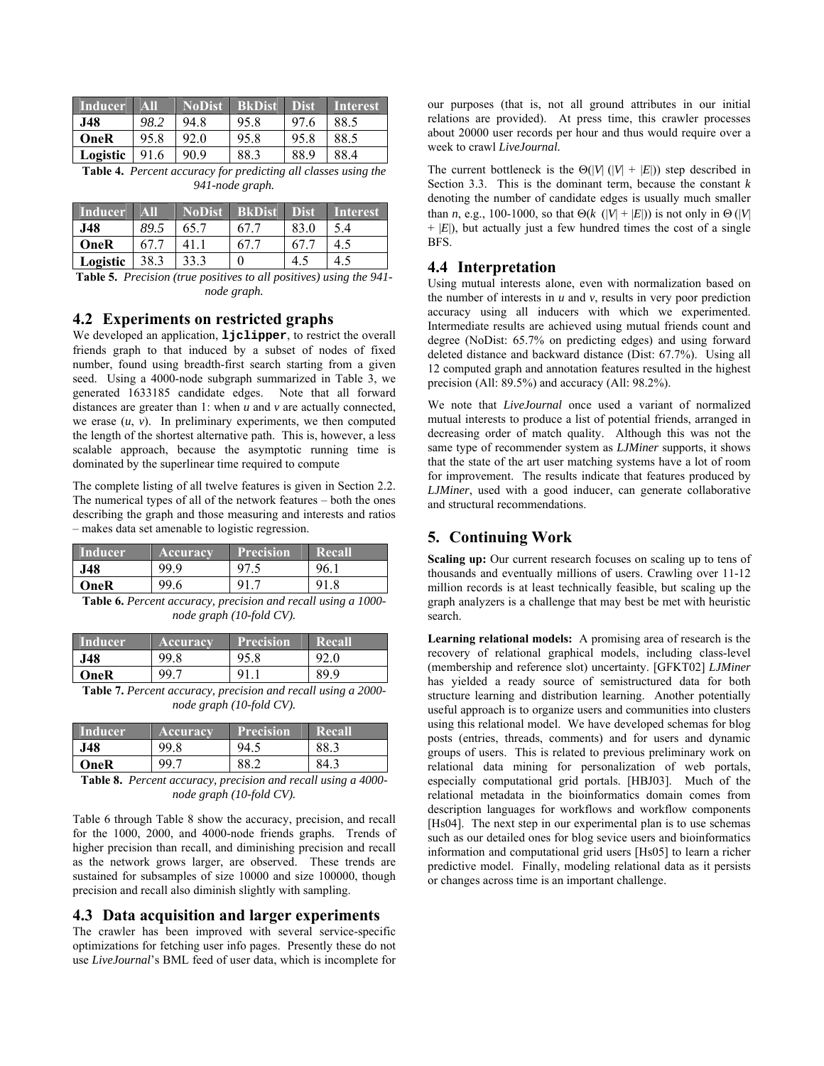| Inducer | All | NoDist | BkDist | Dist | Interest |
| --- | --- | --- | --- | --- | --- |
| **J48** | *98.2* | 94.8 | 95.8 | 97.6 | 88.5 |
| **OneR** | 95.8 | 92.0 | 95.8 | 95.8 | 88.5 |
| **Logistic** | 91.6 | 90.9 | 88.3 | 88.9 | 88.4 |

**Table 4.** *Percent accuracy for predicting all classes using the 941-node graph.*

| Inducer | All | NoDist | BkDist | Dist | Interest |
| --- | --- | --- | --- | --- | --- |
| **J48** | *89.5* | 65.7 | 67.7 | 83.0 | 5.4 |
| **OneR** | 67.7 | 41.1 | 67.7 | 67.7 | 4.5 |
| **Logistic** | 38.3 | 33.3 | 0 | 4.5 | 4.5 |

**Table 5.** *Precision (true positives to all positives) using the 941-node graph.*

## 4.2 Experiments on restricted graphs

We developed an application, **`ljclipper`**, to restrict the overall friends graph to that induced by a subset of nodes of fixed number, found using breadth-first search starting from a given seed. Using a 4000-node subgraph summarized in Table 3, we generated 1633185 candidate edges. Note that all forward distances are greater than 1: when *u* and *v* are actually connected, we erase (*u*, *v*). In preliminary experiments, we then computed the length of the shortest alternative path. This is, however, a less scalable approach, because the asymptotic running time is dominated by the superlinear time required to compute

The complete listing of all twelve features is given in Section 2.2. The numerical types of all of the network features – both the ones describing the graph and those measuring and interests and ratios – makes data set amenable to logistic regression.

| Inducer | Accuracy | Precision | Recall |
| --- | --- | --- | --- |
| **J48** | 99.9 | 97.5 | 96.1 |
| **OneR** | 99.6 | 91.7 | 91.8 |

**Table 6.** *Percent accuracy, precision and recall using a 1000-node graph (10-fold CV).*

| Inducer | Accuracy | Precision | Recall |
| --- | --- | --- | --- |
| **J48** | 99.8 | 95.8 | 92.0 |
| **OneR** | 99.7 | 91.1 | 89.9 |

**Table 7.** *Percent accuracy, precision and recall using a 2000-node graph (10-fold CV).*

| Inducer | Accuracy | Precision | Recall |
| --- | --- | --- | --- |
| **J48** | 99.8 | 94.5 | 88.3 |
| **OneR** | 99.7 | 88.2 | 84.3 |

**Table 8.** *Percent accuracy, precision and recall using a 4000-node graph (10-fold CV).*

Table 6 through Table 8 show the accuracy, precision, and recall for the 1000, 2000, and 4000-node friends graphs. Trends of higher precision than recall, and diminishing precision and recall as the network grows larger, are observed. These trends are sustained for subsamples of size 10000 and size 100000, though precision and recall also diminish slightly with sampling.

## 4.3 Data acquisition and larger experiments

The crawler has been improved with several service-specific optimizations for fetching user info pages. Presently these do not use *LiveJournal*'s BML feed of user data, which is incomplete for our purposes (that is, not all ground attributes in our initial relations are provided). At press time, this crawler processes about 20000 user records per hour and thus would require over a week to crawl *LiveJournal.*

The current bottleneck is the $\Theta(|V| (|V| + |E|))$ step described in Section 3.3. This is the dominant term, because the constant *k* denoting the number of candidate edges is usually much smaller than *n*, e.g., 100-1000, so that $\Theta(k\ (|V| + |E|))$ is not only in $\Theta(|V| + |E|)$, but actually just a few hundred times the cost of a single BFS.

## 4.4 Interpretation

Using mutual interests alone, even with normalization based on the number of interests in *u* and *v*, results in very poor prediction accuracy using all inducers with which we experimented. Intermediate results are achieved using mutual friends count and degree (NoDist: 65.7% on predicting edges) and using forward deleted distance and backward distance (Dist: 67.7%). Using all 12 computed graph and annotation features resulted in the highest precision (All: 89.5%) and accuracy (All: 98.2%).

We note that *LiveJournal* once used a variant of normalized mutual interests to produce a list of potential friends, arranged in decreasing order of match quality. Although this was not the same type of recommender system as *LJMiner* supports, it shows that the state of the art user matching systems have a lot of room for improvement. The results indicate that features produced by *LJMiner*, used with a good inducer, can generate collaborative and structural recommendations.

# 5. Continuing Work

**Scaling up:** Our current research focuses on scaling up to tens of thousands and eventually millions of users. Crawling over 11-12 million records is at least technically feasible, but scaling up the graph analyzers is a challenge that may best be met with heuristic search.

**Learning relational models:** A promising area of research is the recovery of relational graphical models, including class-level (membership and reference slot) uncertainty. [GFKT02] *LJMiner* has yielded a ready source of semistructured data for both structure learning and distribution learning. Another potentially useful approach is to organize users and communities into clusters using this relational model. We have developed schemas for blog posts (entries, threads, comments) and for users and dynamic groups of users. This is related to previous preliminary work on relational data mining for personalization of web portals, especially computational grid portals. [HBJ03]. Much of the relational metadata in the bioinformatics domain comes from description languages for workflows and workflow components [Hs04]. The next step in our experimental plan is to use schemas such as our detailed ones for blog sevice users and bioinformatics information and computational grid users [Hs05] to learn a richer predictive model. Finally, modeling relational data as it persists or changes across time is an important challenge.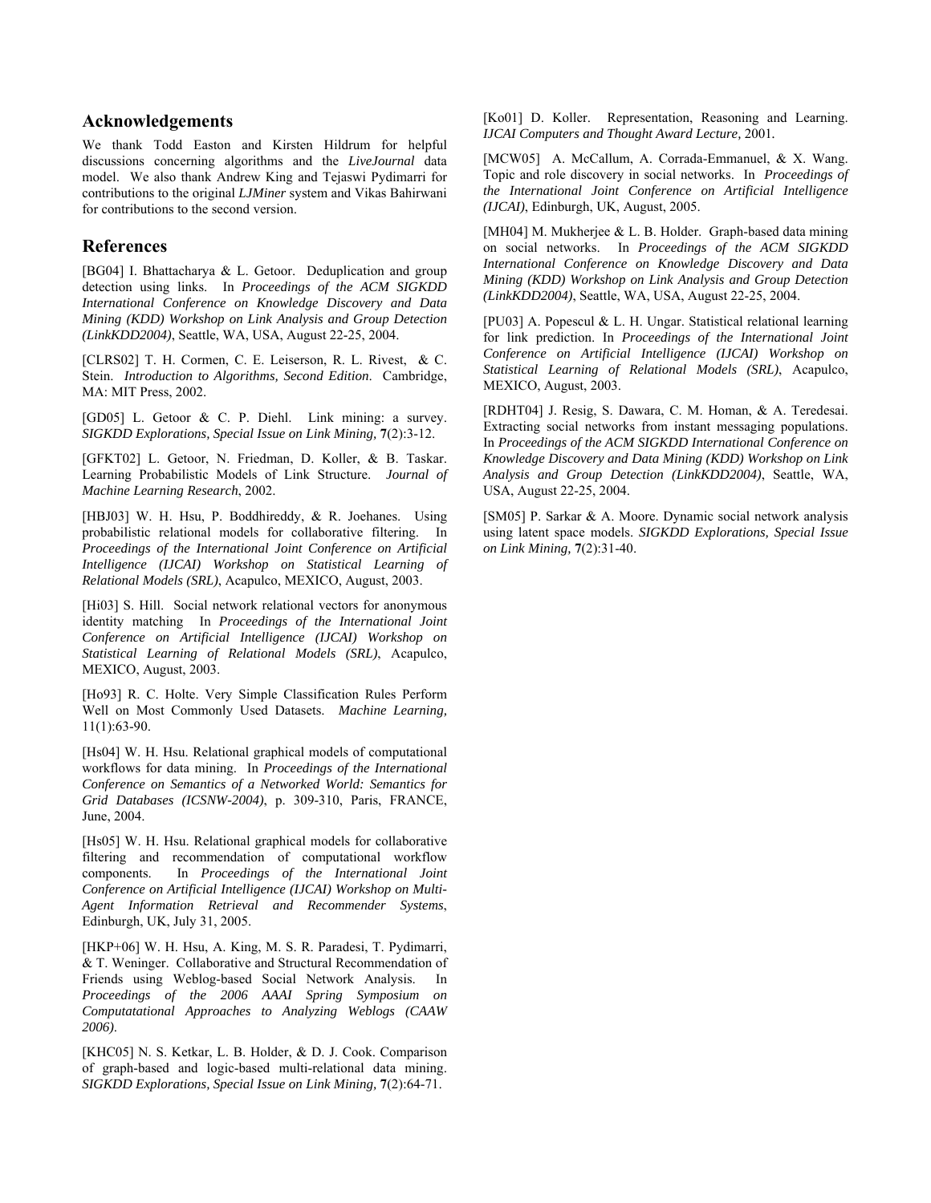## Acknowledgements

We thank Todd Easton and Kirsten Hildrum for helpful discussions concerning algorithms and the *LiveJournal* data model. We also thank Andrew King and Tejaswi Pydimarri for contributions to the original *LJMiner* system and Vikas Bahirwani for contributions to the second version.

## References

[BG04] I. Bhattacharya & L. Getoor. Deduplication and group detection using links. In *Proceedings of the ACM SIGKDD International Conference on Knowledge Discovery and Data Mining (KDD) Workshop on Link Analysis and Group Detection (LinkKDD2004)*, Seattle, WA, USA, August 22-25, 2004.

[CLRS02] T. H. Cormen, C. E. Leiserson, R. L. Rivest, & C. Stein. *Introduction to Algorithms, Second Edition*. Cambridge, MA: MIT Press, 2002.

[GD05] L. Getoor & C. P. Diehl. Link mining: a survey. *SIGKDD Explorations, Special Issue on Link Mining,* **7**(2):3-12.

[GFKT02] L. Getoor, N. Friedman, D. Koller, & B. Taskar. Learning Probabilistic Models of Link Structure. *Journal of Machine Learning Research*, 2002.

[HBJ03] W. H. Hsu, P. Boddhireddy, & R. Joehanes. Using probabilistic relational models for collaborative filtering. In *Proceedings of the International Joint Conference on Artificial Intelligence (IJCAI) Workshop on Statistical Learning of Relational Models (SRL)*, Acapulco, MEXICO, August, 2003.

[Hi03] S. Hill. Social network relational vectors for anonymous identity matching In *Proceedings of the International Joint Conference on Artificial Intelligence (IJCAI) Workshop on Statistical Learning of Relational Models (SRL)*, Acapulco, MEXICO, August, 2003.

[Ho93] R. C. Holte. Very Simple Classification Rules Perform Well on Most Commonly Used Datasets. *Machine Learning,* 11(1):63-90.

[Hs04] W. H. Hsu. Relational graphical models of computational workflows for data mining. In *Proceedings of the International Conference on Semantics of a Networked World: Semantics for Grid Databases (ICSNW-2004)*, p. 309-310, Paris, FRANCE, June, 2004.

[Hs05] W. H. Hsu. Relational graphical models for collaborative filtering and recommendation of computational workflow components. In *Proceedings of the International Joint Conference on Artificial Intelligence (IJCAI) Workshop on Multi-Agent Information Retrieval and Recommender Systems*, Edinburgh, UK, July 31, 2005.

[HKP+06] W. H. Hsu, A. King, M. S. R. Paradesi, T. Pydimarri, & T. Weninger. Collaborative and Structural Recommendation of Friends using Weblog-based Social Network Analysis. In *Proceedings of the 2006 AAAI Spring Symposium on Computatational Approaches to Analyzing Weblogs (CAAW 2006)*.

[KHC05] N. S. Ketkar, L. B. Holder, & D. J. Cook. Comparison of graph-based and logic-based multi-relational data mining. *SIGKDD Explorations, Special Issue on Link Mining,* **7**(2):64-71.

[Ko01] D. Koller. Representation, Reasoning and Learning. *IJCAI Computers and Thought Award Lecture,* 2001.

[MCW05] A. McCallum, A. Corrada-Emmanuel, & X. Wang. Topic and role discovery in social networks. In *Proceedings of the International Joint Conference on Artificial Intelligence (IJCAI)*, Edinburgh, UK, August, 2005.

[MH04] M. Mukherjee & L. B. Holder. Graph-based data mining on social networks. In *Proceedings of the ACM SIGKDD International Conference on Knowledge Discovery and Data Mining (KDD) Workshop on Link Analysis and Group Detection (LinkKDD2004)*, Seattle, WA, USA, August 22-25, 2004.

[PU03] A. Popescul & L. H. Ungar. Statistical relational learning for link prediction. In *Proceedings of the International Joint Conference on Artificial Intelligence (IJCAI) Workshop on Statistical Learning of Relational Models (SRL)*, Acapulco, MEXICO, August, 2003.

[RDHT04] J. Resig, S. Dawara, C. M. Homan, & A. Teredesai. Extracting social networks from instant messaging populations. In *Proceedings of the ACM SIGKDD International Conference on Knowledge Discovery and Data Mining (KDD) Workshop on Link Analysis and Group Detection (LinkKDD2004)*, Seattle, WA, USA, August 22-25, 2004.

[SM05] P. Sarkar & A. Moore. Dynamic social network analysis using latent space models. *SIGKDD Explorations, Special Issue on Link Mining,* **7**(2):31-40.